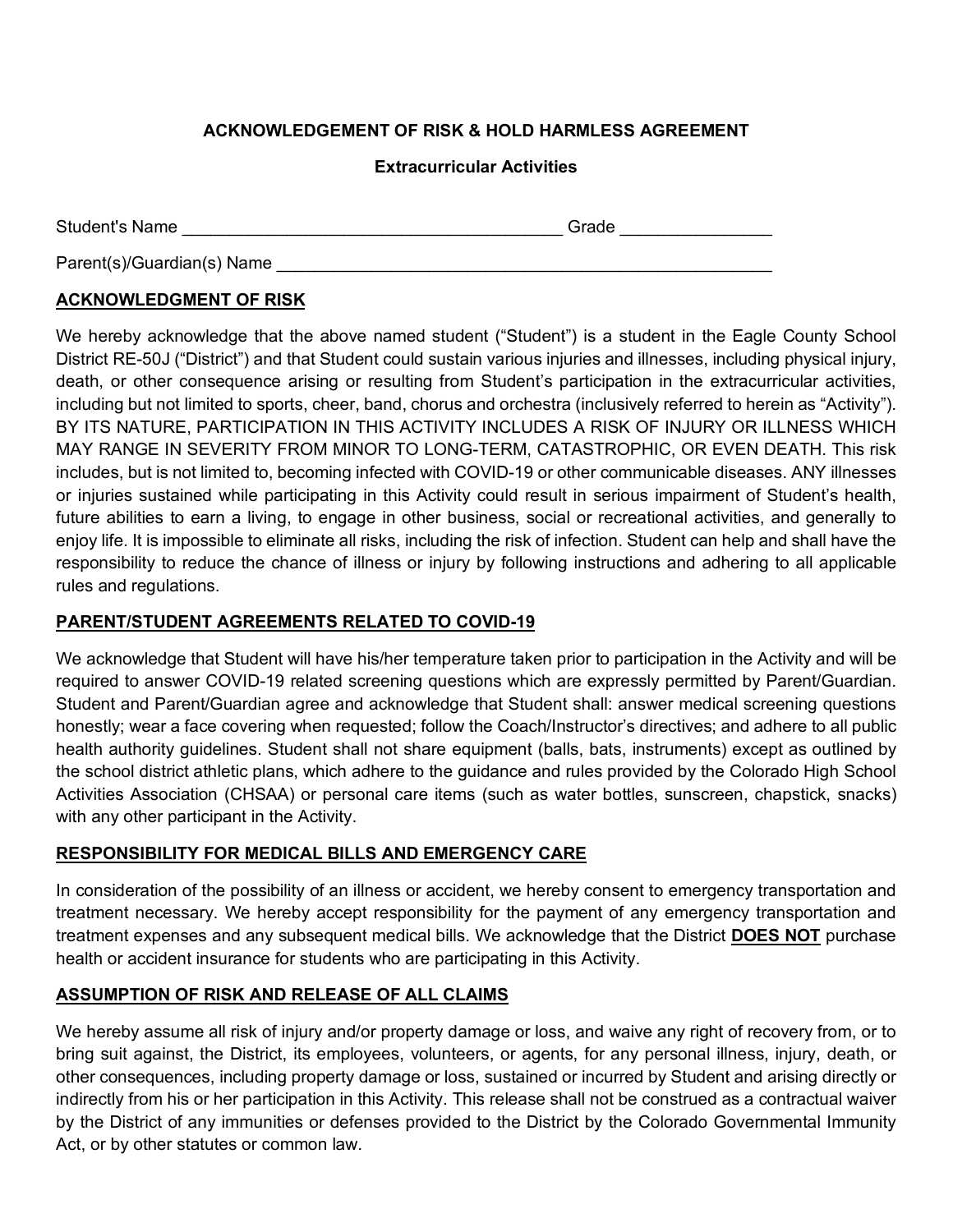# ACKNOWLEDGEMENT OF RISK & HOLD HARMLESS AGREEMENT

## Extracurricular Activities

Student's Name ________________________________________ Grade ________________

Parent(s)/Guardian(s) Name ______________________________________________________

**ACKNOWLEDGMENT OF RISK**

We hereby acknowledge that the above named student ("Student") is a student in the Eagle County School District RE-50J ("District") and that Student could sustain various injuries and illnesses, including physical injury, death, or other consequence arising or resulting from Student's participation in the extracurricular activities, including but not limited to sports, cheer, band, chorus and orchestra (inclusively referred to herein as "Activity"). BY ITS NATURE, PARTICIPATION IN THIS ACTIVITY INCLUDES A RISK OF INJURY OR ILLNESS WHICH MAY RANGE IN SEVERITY FROM MINOR TO LONG-TERM, CATASTROPHIC, OR EVEN DEATH. This risk includes, but is not limited to, becoming infected with COVID-19 or other communicable diseases. ANY illnesses or injuries sustained while participating in this Activity could result in serious impairment of Student's health, future abilities to earn a living, to engage in other business, social or recreational activities, and generally to enjoy life. It is impossible to eliminate all risks, including the risk of infection. Student can help and shall have the responsibility to reduce the chance of illness or injury by following instructions and adhering to all applicable rules and regulations.

**PARENT/STUDENT AGREEMENTS RELATED TO COVID-19**

We acknowledge that Student will have his/her temperature taken prior to participation in the Activity and will be required to answer COVID-19 related screening questions which are expressly permitted by Parent/Guardian. Student and Parent/Guardian agree and acknowledge that Student shall: answer medical screening questions honestly; wear a face covering when requested; follow the Coach/Instructor's directives; and adhere to all public health authority guidelines. Student shall not share equipment (balls, bats, instruments) except as outlined by the school district athletic plans, which adhere to the guidance and rules provided by the Colorado High School Activities Association (CHSAA) or personal care items (such as water bottles, sunscreen, chapstick, snacks) with any other participant in the Activity.

**RESPONSIBILITY FOR MEDICAL BILLS AND EMERGENCY CARE**

In consideration of the possibility of an illness or accident, we hereby consent to emergency transportation and treatment necessary. We hereby accept responsibility for the payment of any emergency transportation and treatment expenses and any subsequent medical bills. We acknowledge that the District **DOES NOT** purchase health or accident insurance for students who are participating in this Activity.

**ASSUMPTION OF RISK AND RELEASE OF ALL CLAIMS**

We hereby assume all risk of injury and/or property damage or loss, and waive any right of recovery from, or to bring suit against, the District, its employees, volunteers, or agents, for any personal illness, injury, death, or other consequences, including property damage or loss, sustained or incurred by Student and arising directly or indirectly from his or her participation in this Activity. This release shall not be construed as a contractual waiver by the District of any immunities or defenses provided to the District by the Colorado Governmental Immunity Act, or by other statutes or common law.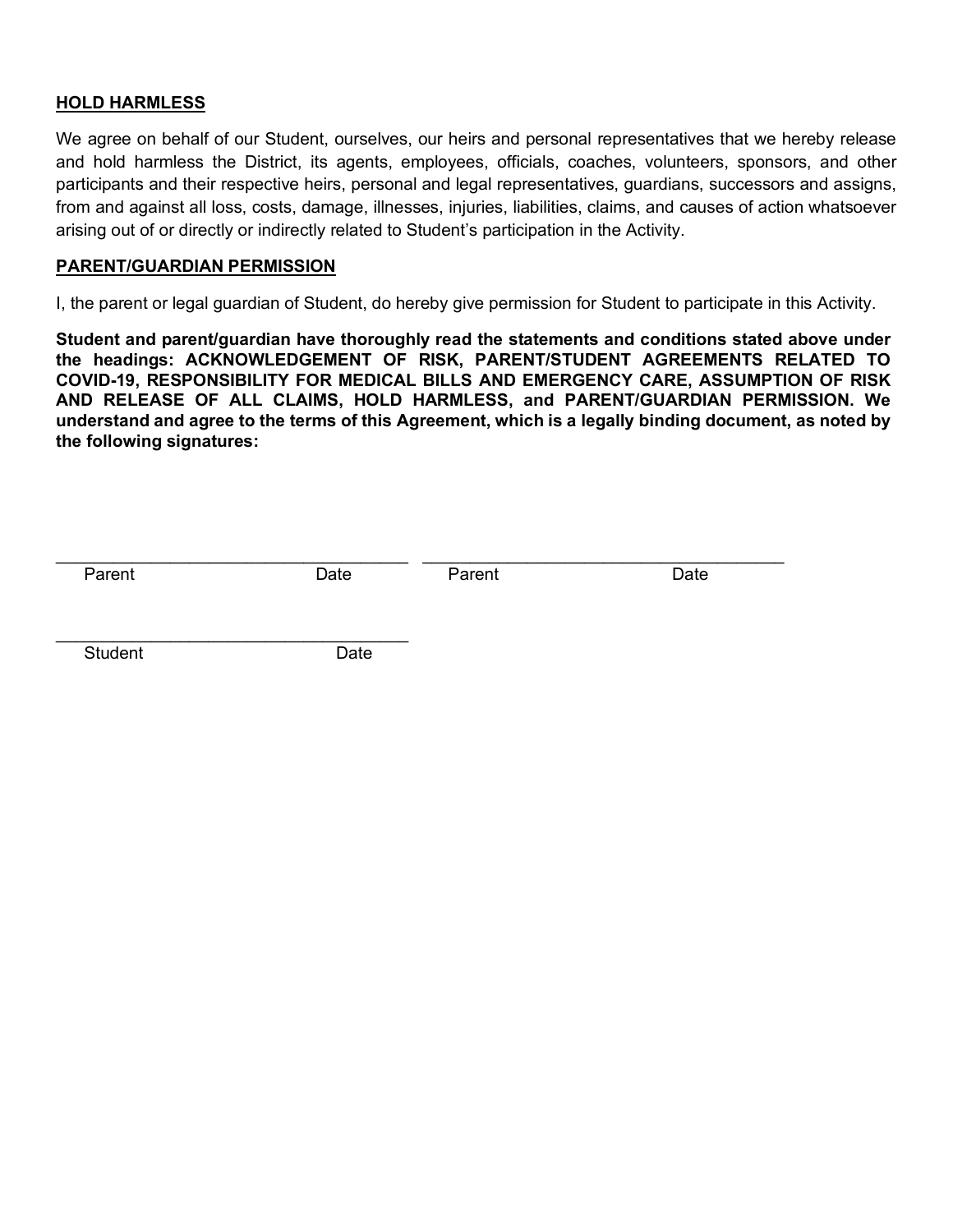**HOLD HARMLESS**

We agree on behalf of our Student, ourselves, our heirs and personal representatives that we hereby release and hold harmless the District, its agents, employees, officials, coaches, volunteers, sponsors, and other participants and their respective heirs, personal and legal representatives, guardians, successors and assigns, from and against all loss, costs, damage, illnesses, injuries, liabilities, claims, and causes of action whatsoever arising out of or directly or indirectly related to Student's participation in the Activity.

**PARENT/GUARDIAN PERMISSION**

I, the parent or legal guardian of Student, do hereby give permission for Student to participate in this Activity.

**Student and parent/guardian have thoroughly read the statements and conditions stated above under the headings: ACKNOWLEDGEMENT OF RISK, PARENT/STUDENT AGREEMENTS RELATED TO COVID-19, RESPONSIBILITY FOR MEDICAL BILLS AND EMERGENCY CARE, ASSUMPTION OF RISK AND RELEASE OF ALL CLAIMS, HOLD HARMLESS, and PARENT/GUARDIAN PERMISSION. We understand and agree to the terms of this Agreement, which is a legally binding document, as noted by the following signatures:**

\_\_\_\_\_\_\_\_\_\_\_\_\_\_\_\_\_\_\_\_\_\_\_\_\_\_\_\_\_\_\_\_\_\_\_\_ \_\_\_\_\_\_\_\_\_\_\_\_\_\_\_\_\_\_\_\_\_\_\_\_\_\_\_\_\_\_\_\_\_\_\_\_

Parent Date Parent Date

\_\_\_\_\_\_\_\_\_\_\_\_\_\_\_\_\_\_\_\_\_\_\_\_\_\_\_\_\_\_\_\_\_\_\_\_

Student Date